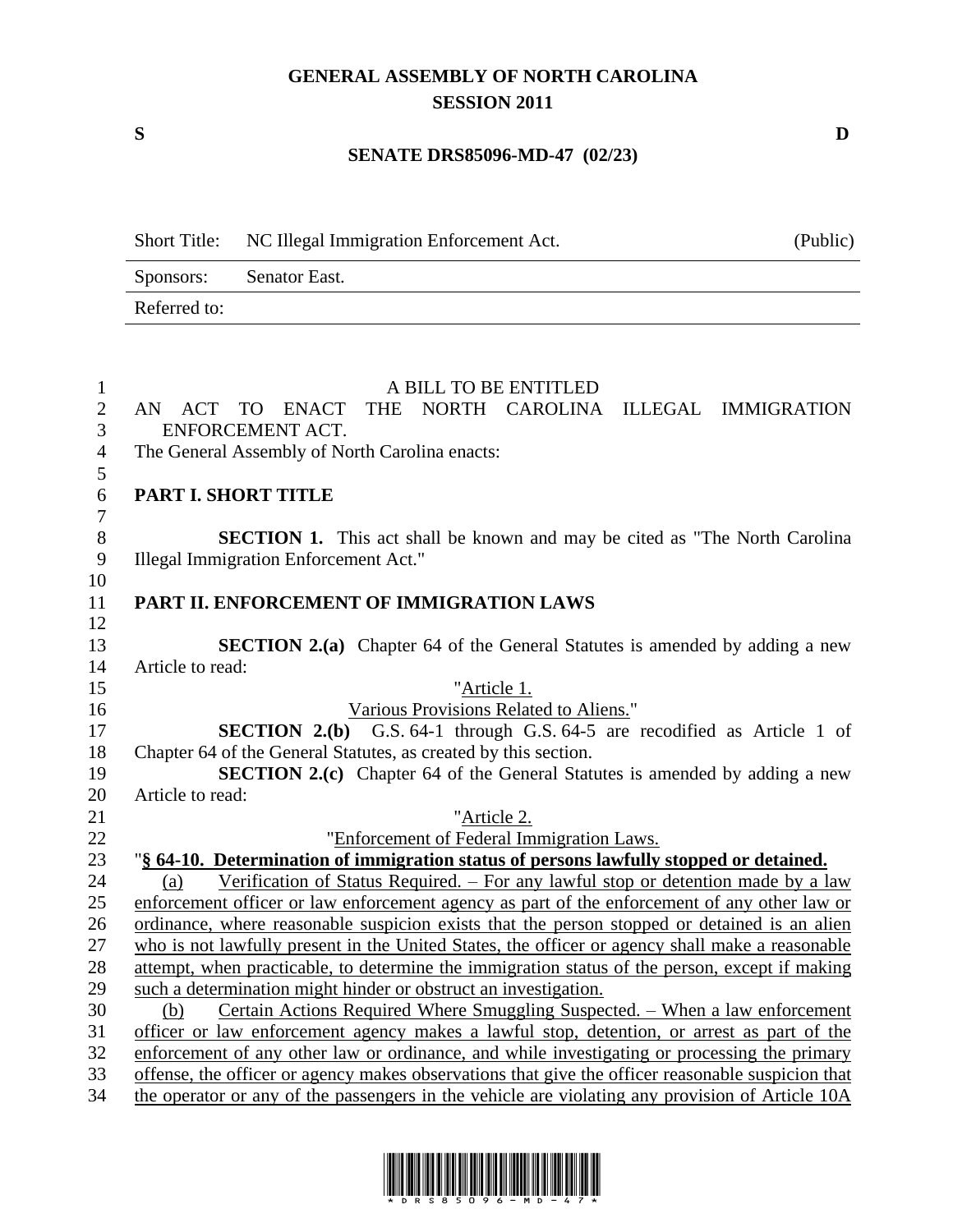# GENERAL ASSEMBLY OF NORTH CAROLINA
## SESSION 2011

**S** **D**

**SENATE DRS85096-MD-47 (02/23)**

| Short Title: | NC Illegal Immigration Enforcement Act. | (Public) |
|---|---|---|
| Sponsors: | Senator East. | |
| Referred to: | | |

A BILL TO BE ENTITLED

AN ACT TO ENACT THE NORTH CAROLINA ILLEGAL IMMIGRATION ENFORCEMENT ACT.

The General Assembly of North Carolina enacts:

**PART I. SHORT TITLE**

**SECTION 1.** This act shall be known and may be cited as "The North Carolina Illegal Immigration Enforcement Act."

**PART II. ENFORCEMENT OF IMMIGRATION LAWS**

**SECTION 2.(a)** Chapter 64 of the General Statutes is amended by adding a new Article to read:

"Article 1.

Various Provisions Related to Aliens."

**SECTION 2.(b)** G.S. 64-1 through G.S. 64-5 are recodified as Article 1 of Chapter 64 of the General Statutes, as created by this section.

**SECTION 2.(c)** Chapter 64 of the General Statutes is amended by adding a new Article to read:

"Article 2.

"Enforcement of Federal Immigration Laws.

"**§ 64-10. Determination of immigration status of persons lawfully stopped or detained.**

(a) Verification of Status Required. – For any lawful stop or detention made by a law enforcement officer or law enforcement agency as part of the enforcement of any other law or ordinance, where reasonable suspicion exists that the person stopped or detained is an alien who is not lawfully present in the United States, the officer or agency shall make a reasonable attempt, when practicable, to determine the immigration status of the person, except if making such a determination might hinder or obstruct an investigation.

(b) Certain Actions Required Where Smuggling Suspected. – When a law enforcement officer or law enforcement agency makes a lawful stop, detention, or arrest as part of the enforcement of any other law or ordinance, and while investigating or processing the primary offense, the officer or agency makes observations that give the officer reasonable suspicion that the operator or any of the passengers in the vehicle are violating any provision of Article 10A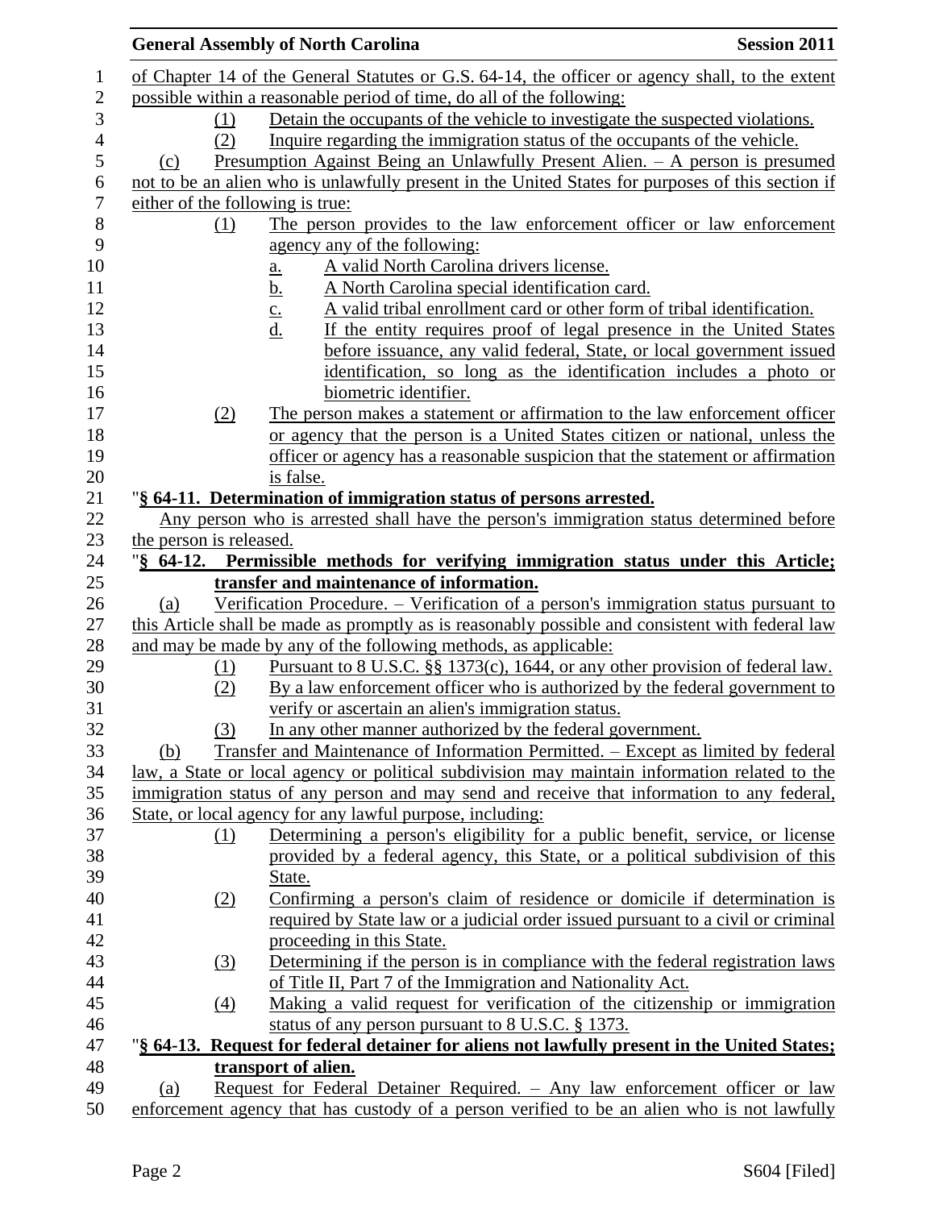of Chapter 14 of the General Statutes or G.S. 64-14, the officer or agency shall, to the extent possible within a reasonable period of time, do all of the following:

(1) Detain the occupants of the vehicle to investigate the suspected violations.

(2) Inquire regarding the immigration status of the occupants of the vehicle.

(c) Presumption Against Being an Unlawfully Present Alien. – A person is presumed not to be an alien who is unlawfully present in the United States for purposes of this section if either of the following is true:

(1) The person provides to the law enforcement officer or law enforcement agency any of the following:

a. A valid North Carolina drivers license.

b. A North Carolina special identification card.

c. A valid tribal enrollment card or other form of tribal identification.

d. If the entity requires proof of legal presence in the United States before issuance, any valid federal, State, or local government issued identification, so long as the identification includes a photo or biometric identifier.

(2) The person makes a statement or affirmation to the law enforcement officer or agency that the person is a United States citizen or national, unless the officer or agency has a reasonable suspicion that the statement or affirmation is false.

"**§ 64-11. Determination of immigration status of persons arrested.**

Any person who is arrested shall have the person's immigration status determined before the person is released.

"**§ 64-12. Permissible methods for verifying immigration status under this Article; transfer and maintenance of information.**

(a) Verification Procedure. – Verification of a person's immigration status pursuant to this Article shall be made as promptly as is reasonably possible and consistent with federal law and may be made by any of the following methods, as applicable:

(1) Pursuant to 8 U.S.C. §§ 1373(c), 1644, or any other provision of federal law.

(2) By a law enforcement officer who is authorized by the federal government to verify or ascertain an alien's immigration status.

(3) In any other manner authorized by the federal government.

(b) Transfer and Maintenance of Information Permitted. – Except as limited by federal law, a State or local agency or political subdivision may maintain information related to the immigration status of any person and may send and receive that information to any federal, State, or local agency for any lawful purpose, including:

(1) Determining a person's eligibility for a public benefit, service, or license provided by a federal agency, this State, or a political subdivision of this State.

(2) Confirming a person's claim of residence or domicile if determination is required by State law or a judicial order issued pursuant to a civil or criminal proceeding in this State.

(3) Determining if the person is in compliance with the federal registration laws of Title II, Part 7 of the Immigration and Nationality Act.

(4) Making a valid request for verification of the citizenship or immigration status of any person pursuant to 8 U.S.C. § 1373.

"**§ 64-13. Request for federal detainer for aliens not lawfully present in the United States; transport of alien.**

(a) Request for Federal Detainer Required. – Any law enforcement officer or law enforcement agency that has custody of a person verified to be an alien who is not lawfully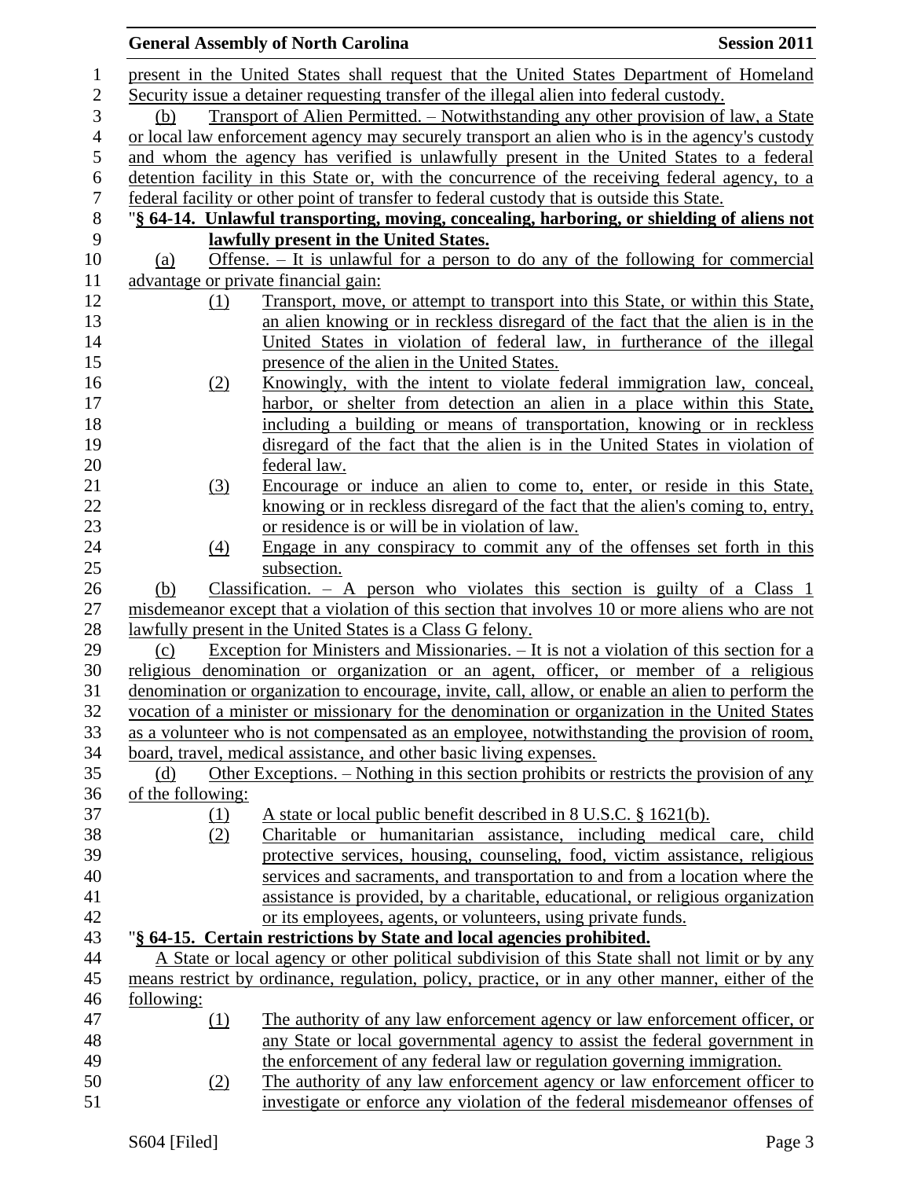present in the United States shall request that the United States Department of Homeland Security issue a detainer requesting transfer of the illegal alien into federal custody.

(b) Transport of Alien Permitted. – Notwithstanding any other provision of law, a State or local law enforcement agency may securely transport an alien who is in the agency's custody and whom the agency has verified is unlawfully present in the United States to a federal detention facility in this State or, with the concurrence of the receiving federal agency, to a federal facility or other point of transfer to federal custody that is outside this State.

"**§ 64-14. Unlawful transporting, moving, concealing, harboring, or shielding of aliens not lawfully present in the United States.**

(a) Offense. – It is unlawful for a person to do any of the following for commercial advantage or private financial gain:

(1) Transport, move, or attempt to transport into this State, or within this State, an alien knowing or in reckless disregard of the fact that the alien is in the United States in violation of federal law, in furtherance of the illegal presence of the alien in the United States.

(2) Knowingly, with the intent to violate federal immigration law, conceal, harbor, or shelter from detection an alien in a place within this State, including a building or means of transportation, knowing or in reckless disregard of the fact that the alien is in the United States in violation of federal law.

(3) Encourage or induce an alien to come to, enter, or reside in this State, knowing or in reckless disregard of the fact that the alien's coming to, entry, or residence is or will be in violation of law.

(4) Engage in any conspiracy to commit any of the offenses set forth in this subsection.

(b) Classification. – A person who violates this section is guilty of a Class 1 misdemeanor except that a violation of this section that involves 10 or more aliens who are not lawfully present in the United States is a Class G felony.

(c) Exception for Ministers and Missionaries. – It is not a violation of this section for a religious denomination or organization or an agent, officer, or member of a religious denomination or organization to encourage, invite, call, allow, or enable an alien to perform the vocation of a minister or missionary for the denomination or organization in the United States as a volunteer who is not compensated as an employee, notwithstanding the provision of room, board, travel, medical assistance, and other basic living expenses.

(d) Other Exceptions. – Nothing in this section prohibits or restricts the provision of any of the following:

(1) A state or local public benefit described in 8 U.S.C. § 1621(b).

(2) Charitable or humanitarian assistance, including medical care, child protective services, housing, counseling, food, victim assistance, religious services and sacraments, and transportation to and from a location where the assistance is provided, by a charitable, educational, or religious organization or its employees, agents, or volunteers, using private funds.

"**§ 64-15. Certain restrictions by State and local agencies prohibited.**

A State or local agency or other political subdivision of this State shall not limit or by any means restrict by ordinance, regulation, policy, practice, or in any other manner, either of the following:

(1) The authority of any law enforcement agency or law enforcement officer, or any State or local governmental agency to assist the federal government in the enforcement of any federal law or regulation governing immigration.

(2) The authority of any law enforcement agency or law enforcement officer to investigate or enforce any violation of the federal misdemeanor offenses of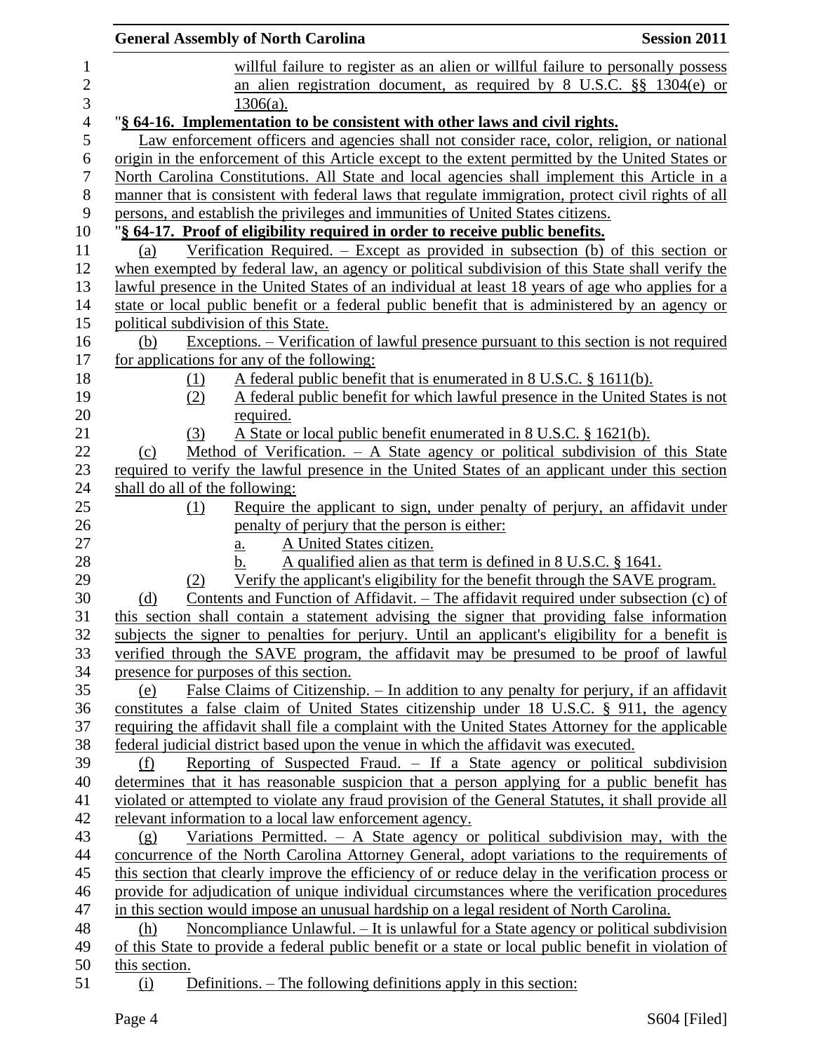willful failure to register as an alien or willful failure to personally possess an alien registration document, as required by 8 U.S.C. §§ 1304(e) or 1306(a).

"**§ 64-16. Implementation to be consistent with other laws and civil rights.**

Law enforcement officers and agencies shall not consider race, color, religion, or national origin in the enforcement of this Article except to the extent permitted by the United States or North Carolina Constitutions. All State and local agencies shall implement this Article in a manner that is consistent with federal laws that regulate immigration, protect civil rights of all persons, and establish the privileges and immunities of United States citizens.

"**§ 64-17. Proof of eligibility required in order to receive public benefits.**

(a) Verification Required. – Except as provided in subsection (b) of this section or when exempted by federal law, an agency or political subdivision of this State shall verify the lawful presence in the United States of an individual at least 18 years of age who applies for a state or local public benefit or a federal public benefit that is administered by an agency or political subdivision of this State.

(b) Exceptions. – Verification of lawful presence pursuant to this section is not required for applications for any of the following:

(1) A federal public benefit that is enumerated in 8 U.S.C. § 1611(b).

(2) A federal public benefit for which lawful presence in the United States is not required.

(3) A State or local public benefit enumerated in 8 U.S.C. § 1621(b).

(c) Method of Verification. – A State agency or political subdivision of this State required to verify the lawful presence in the United States of an applicant under this section shall do all of the following:

(1) Require the applicant to sign, under penalty of perjury, an affidavit under penalty of perjury that the person is either:

a. A United States citizen.

b. A qualified alien as that term is defined in 8 U.S.C. § 1641.

(2) Verify the applicant's eligibility for the benefit through the SAVE program.

(d) Contents and Function of Affidavit. – The affidavit required under subsection (c) of this section shall contain a statement advising the signer that providing false information subjects the signer to penalties for perjury. Until an applicant's eligibility for a benefit is verified through the SAVE program, the affidavit may be presumed to be proof of lawful presence for purposes of this section.

(e) False Claims of Citizenship. – In addition to any penalty for perjury, if an affidavit constitutes a false claim of United States citizenship under 18 U.S.C. § 911, the agency requiring the affidavit shall file a complaint with the United States Attorney for the applicable federal judicial district based upon the venue in which the affidavit was executed.

(f) Reporting of Suspected Fraud. – If a State agency or political subdivision determines that it has reasonable suspicion that a person applying for a public benefit has violated or attempted to violate any fraud provision of the General Statutes, it shall provide all relevant information to a local law enforcement agency.

(g) Variations Permitted. – A State agency or political subdivision may, with the concurrence of the North Carolina Attorney General, adopt variations to the requirements of this section that clearly improve the efficiency of or reduce delay in the verification process or provide for adjudication of unique individual circumstances where the verification procedures in this section would impose an unusual hardship on a legal resident of North Carolina.

(h) Noncompliance Unlawful. – It is unlawful for a State agency or political subdivision of this State to provide a federal public benefit or a state or local public benefit in violation of this section.

(i) Definitions. – The following definitions apply in this section: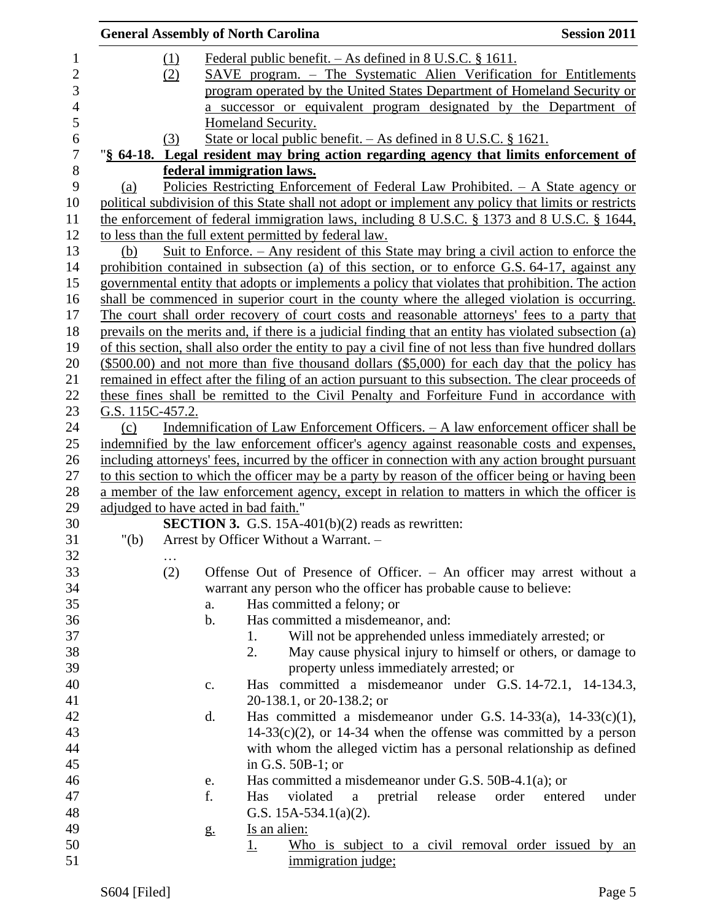(1) Federal public benefit. – As defined in 8 U.S.C. § 1611.

(2) SAVE program. – The Systematic Alien Verification for Entitlements program operated by the United States Department of Homeland Security or a successor or equivalent program designated by the Department of Homeland Security.

(3) State or local public benefit. – As defined in 8 U.S.C. § 1621.

"**§ 64-18. Legal resident may bring action regarding agency that limits enforcement of federal immigration laws.**

(a) Policies Restricting Enforcement of Federal Law Prohibited. – A State agency or political subdivision of this State shall not adopt or implement any policy that limits or restricts the enforcement of federal immigration laws, including 8 U.S.C. § 1373 and 8 U.S.C. § 1644, to less than the full extent permitted by federal law.

(b) Suit to Enforce. – Any resident of this State may bring a civil action to enforce the prohibition contained in subsection (a) of this section, or to enforce G.S. 64-17, against any governmental entity that adopts or implements a policy that violates that prohibition. The action shall be commenced in superior court in the county where the alleged violation is occurring. The court shall order recovery of court costs and reasonable attorneys' fees to a party that prevails on the merits and, if there is a judicial finding that an entity has violated subsection (a) of this section, shall also order the entity to pay a civil fine of not less than five hundred dollars ($500.00) and not more than five thousand dollars ($5,000) for each day that the policy has remained in effect after the filing of an action pursuant to this subsection. The clear proceeds of these fines shall be remitted to the Civil Penalty and Forfeiture Fund in accordance with G.S. 115C-457.2.

(c) Indemnification of Law Enforcement Officers. – A law enforcement officer shall be indemnified by the law enforcement officer's agency against reasonable costs and expenses, including attorneys' fees, incurred by the officer in connection with any action brought pursuant to this section to which the officer may be a party by reason of the officer being or having been a member of the law enforcement agency, except in relation to matters in which the officer is adjudged to have acted in bad faith."

**SECTION 3.** G.S. 15A-401(b)(2) reads as rewritten:

"(b) Arrest by Officer Without a Warrant. –

…

(2) Offense Out of Presence of Officer. – An officer may arrest without a warrant any person who the officer has probable cause to believe:

a. Has committed a felony; or

b. Has committed a misdemeanor, and:

1. Will not be apprehended unless immediately arrested; or

2. May cause physical injury to himself or others, or damage to property unless immediately arrested; or

c. Has committed a misdemeanor under G.S. 14-72.1, 14-134.3, 20-138.1, or 20-138.2; or

d. Has committed a misdemeanor under G.S. 14-33(a), 14-33(c)(1), 14-33(c)(2), or 14-34 when the offense was committed by a person with whom the alleged victim has a personal relationship as defined in G.S. 50B-1; or

e. Has committed a misdemeanor under G.S. 50B-4.1(a); or

f. Has violated a pretrial release order entered under G.S. 15A-534.1(a)(2).

g. Is an alien:

1. Who is subject to a civil removal order issued by an immigration judge;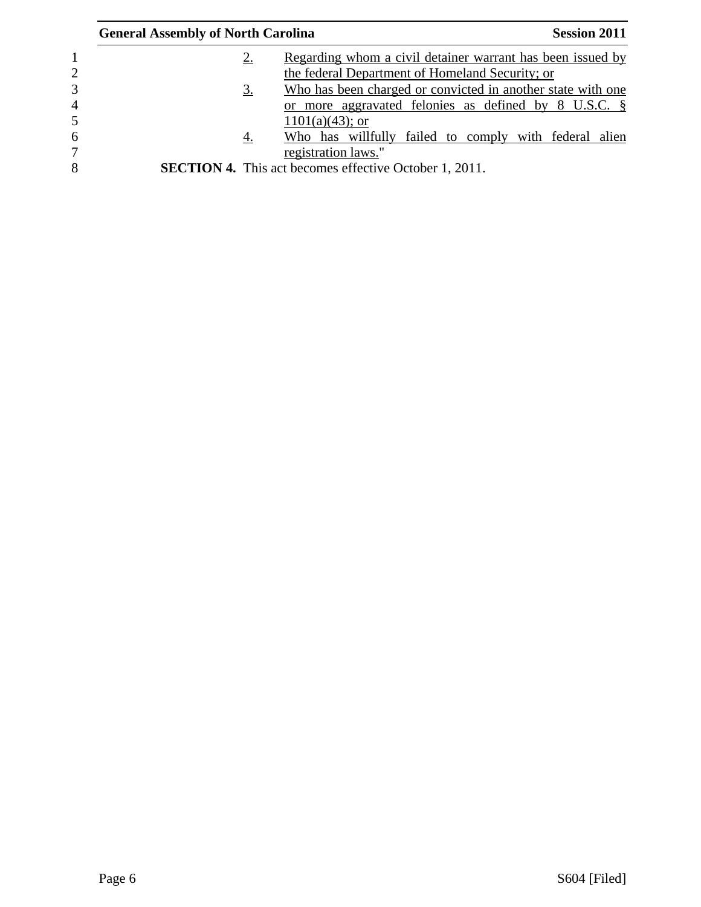2. Regarding whom a civil detainer warrant has been issued by the federal Department of Homeland Security; or

3. Who has been charged or convicted in another state with one or more aggravated felonies as defined by 8 U.S.C. § 1101(a)(43); or

4. Who has willfully failed to comply with federal alien registration laws."

**SECTION 4.** This act becomes effective October 1, 2011.